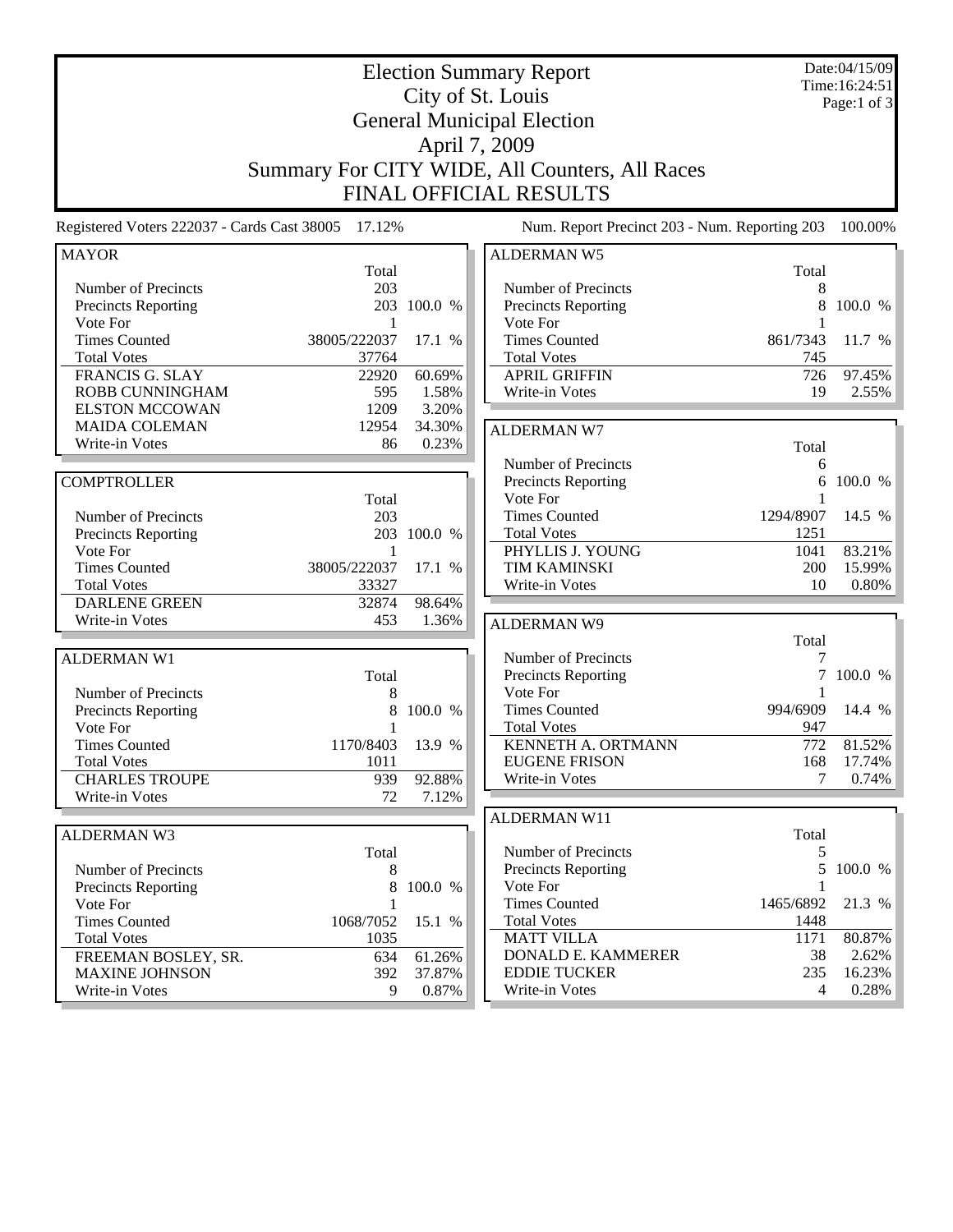# Election Summary Report
## City of St. Louis
## General Municipal Election
## April 7, 2009
## Summary For CITY WIDE, All Counters, All Races
## FINAL OFFICIAL RESULTS

Date:04/15/09
Time:16:24:51

Registered Voters 222037 - Cards Cast 38005 17.12%

Num. Report Precinct 203 - Num. Reporting 203 100.00%

### MAYOR

| | Total | |
|---|---|---|
| Number of Precincts | 203 | |
| Precincts Reporting | 203 | 100.0 % |
| Vote For | 1 | |
| Times Counted | 38005/222037 | 17.1 % |
| Total Votes | 37764 | |
| FRANCIS G. SLAY | 22920 | 60.69% |
| ROBB CUNNINGHAM | 595 | 1.58% |
| ELSTON MCCOWAN | 1209 | 3.20% |
| MAIDA COLEMAN | 12954 | 34.30% |
| Write-in Votes | 86 | 0.23% |

### COMPTROLLER

| | Total | |
|---|---|---|
| Number of Precincts | 203 | |
| Precincts Reporting | 203 | 100.0 % |
| Vote For | 1 | |
| Times Counted | 38005/222037 | 17.1 % |
| Total Votes | 33327 | |
| DARLENE GREEN | 32874 | 98.64% |
| Write-in Votes | 453 | 1.36% |

### ALDERMAN W1

| | Total | |
|---|---|---|
| Number of Precincts | 8 | |
| Precincts Reporting | 8 | 100.0 % |
| Vote For | 1 | |
| Times Counted | 1170/8403 | 13.9 % |
| Total Votes | 1011 | |
| CHARLES TROUPE | 939 | 92.88% |
| Write-in Votes | 72 | 7.12% |

### ALDERMAN W3

| | Total | |
|---|---|---|
| Number of Precincts | 8 | |
| Precincts Reporting | 8 | 100.0 % |
| Vote For | 1 | |
| Times Counted | 1068/7052 | 15.1 % |
| Total Votes | 1035 | |
| FREEMAN BOSLEY, SR. | 634 | 61.26% |
| MAXINE JOHNSON | 392 | 37.87% |
| Write-in Votes | 9 | 0.87% |

### ALDERMAN W5

| | Total | |
|---|---|---|
| Number of Precincts | 8 | |
| Precincts Reporting | 8 | 100.0 % |
| Vote For | 1 | |
| Times Counted | 861/7343 | 11.7 % |
| Total Votes | 745 | |
| APRIL GRIFFIN | 726 | 97.45% |
| Write-in Votes | 19 | 2.55% |

### ALDERMAN W7

| | Total | |
|---|---|---|
| Number of Precincts | 6 | |
| Precincts Reporting | 6 | 100.0 % |
| Vote For | 1 | |
| Times Counted | 1294/8907 | 14.5 % |
| Total Votes | 1251 | |
| PHYLLIS J. YOUNG | 1041 | 83.21% |
| TIM KAMINSKI | 200 | 15.99% |
| Write-in Votes | 10 | 0.80% |

### ALDERMAN W9

| | Total | |
|---|---|---|
| Number of Precincts | 7 | |
| Precincts Reporting | 7 | 100.0 % |
| Vote For | 1 | |
| Times Counted | 994/6909 | 14.4 % |
| Total Votes | 947 | |
| KENNETH A. ORTMANN | 772 | 81.52% |
| EUGENE FRISON | 168 | 17.74% |
| Write-in Votes | 7 | 0.74% |

### ALDERMAN W11

| | Total | |
|---|---|---|
| Number of Precincts | 5 | |
| Precincts Reporting | 5 | 100.0 % |
| Vote For | 1 | |
| Times Counted | 1465/6892 | 21.3 % |
| Total Votes | 1448 | |
| MATT VILLA | 1171 | 80.87% |
| DONALD E. KAMMERER | 38 | 2.62% |
| EDDIE TUCKER | 235 | 16.23% |
| Write-in Votes | 4 | 0.28% |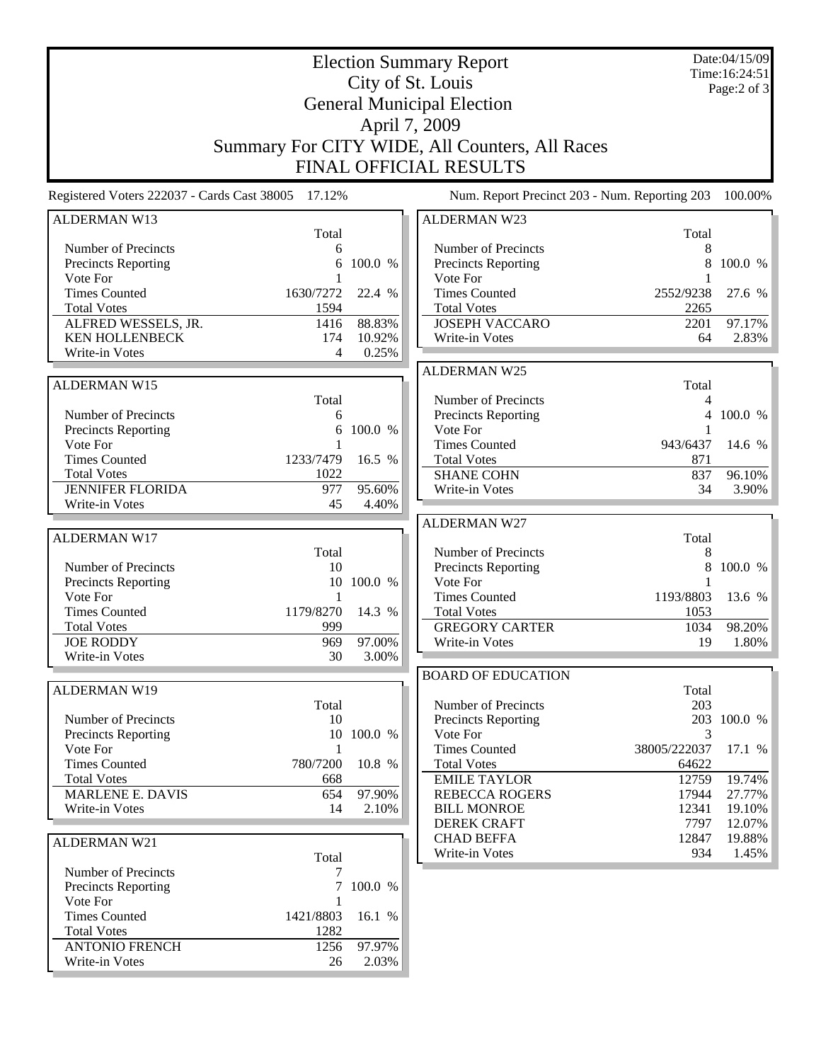# Election Summary Report

City of St. Louis
General Municipal Election
April 7, 2009
Summary For CITY WIDE, All Counters, All Races
FINAL OFFICIAL RESULTS

Date:04/15/09
Time:16:24:51

Registered Voters 222037 - Cards Cast 38005 17.12%

Num. Report Precinct 203 - Num. Reporting 203 100.00%

### ALDERMAN W13

| | Total | |
|---|---|---|
| Number of Precincts | 6 | |
| Precincts Reporting | 6 | 100.0 % |
| Vote For | 1 | |
| Times Counted | 1630/7272 | 22.4 % |
| Total Votes | 1594 | |
| ALFRED WESSELS, JR. | 1416 | 88.83% |
| KEN HOLLENBECK | 174 | 10.92% |
| Write-in Votes | 4 | 0.25% |

### ALDERMAN W15

| | Total | |
|---|---|---|
| Number of Precincts | 6 | |
| Precincts Reporting | 6 | 100.0 % |
| Vote For | 1 | |
| Times Counted | 1233/7479 | 16.5 % |
| Total Votes | 1022 | |
| JENNIFER FLORIDA | 977 | 95.60% |
| Write-in Votes | 45 | 4.40% |

### ALDERMAN W17

| | Total | |
|---|---|---|
| Number of Precincts | 10 | |
| Precincts Reporting | 10 | 100.0 % |
| Vote For | 1 | |
| Times Counted | 1179/8270 | 14.3 % |
| Total Votes | 999 | |
| JOE RODDY | 969 | 97.00% |
| Write-in Votes | 30 | 3.00% |

### ALDERMAN W19

| | Total | |
|---|---|---|
| Number of Precincts | 10 | |
| Precincts Reporting | 10 | 100.0 % |
| Vote For | 1 | |
| Times Counted | 780/7200 | 10.8 % |
| Total Votes | 668 | |
| MARLENE E. DAVIS | 654 | 97.90% |
| Write-in Votes | 14 | 2.10% |

### ALDERMAN W21

| | Total | |
|---|---|---|
| Number of Precincts | 7 | |
| Precincts Reporting | 7 | 100.0 % |
| Vote For | 1 | |
| Times Counted | 1421/8803 | 16.1 % |
| Total Votes | 1282 | |
| ANTONIO FRENCH | 1256 | 97.97% |
| Write-in Votes | 26 | 2.03% |

### ALDERMAN W23

| | Total | |
|---|---|---|
| Number of Precincts | 8 | |
| Precincts Reporting | 8 | 100.0 % |
| Vote For | 1 | |
| Times Counted | 2552/9238 | 27.6 % |
| Total Votes | 2265 | |
| JOSEPH VACCARO | 2201 | 97.17% |
| Write-in Votes | 64 | 2.83% |

### ALDERMAN W25

| | Total | |
|---|---|---|
| Number of Precincts | 4 | |
| Precincts Reporting | 4 | 100.0 % |
| Vote For | 1 | |
| Times Counted | 943/6437 | 14.6 % |
| Total Votes | 871 | |
| SHANE COHN | 837 | 96.10% |
| Write-in Votes | 34 | 3.90% |

### ALDERMAN W27

| | Total | |
|---|---|---|
| Number of Precincts | 8 | |
| Precincts Reporting | 8 | 100.0 % |
| Vote For | 1 | |
| Times Counted | 1193/8803 | 13.6 % |
| Total Votes | 1053 | |
| GREGORY CARTER | 1034 | 98.20% |
| Write-in Votes | 19 | 1.80% |

### BOARD OF EDUCATION

| | Total | |
|---|---|---|
| Number of Precincts | 203 | |
| Precincts Reporting | 203 | 100.0 % |
| Vote For | 3 | |
| Times Counted | 38005/222037 | 17.1 % |
| Total Votes | 64622 | |
| EMILE TAYLOR | 12759 | 19.74% |
| REBECCA ROGERS | 17944 | 27.77% |
| BILL MONROE | 12341 | 19.10% |
| DEREK CRAFT | 7797 | 12.07% |
| CHAD BEFFA | 12847 | 19.88% |
| Write-in Votes | 934 | 1.45% |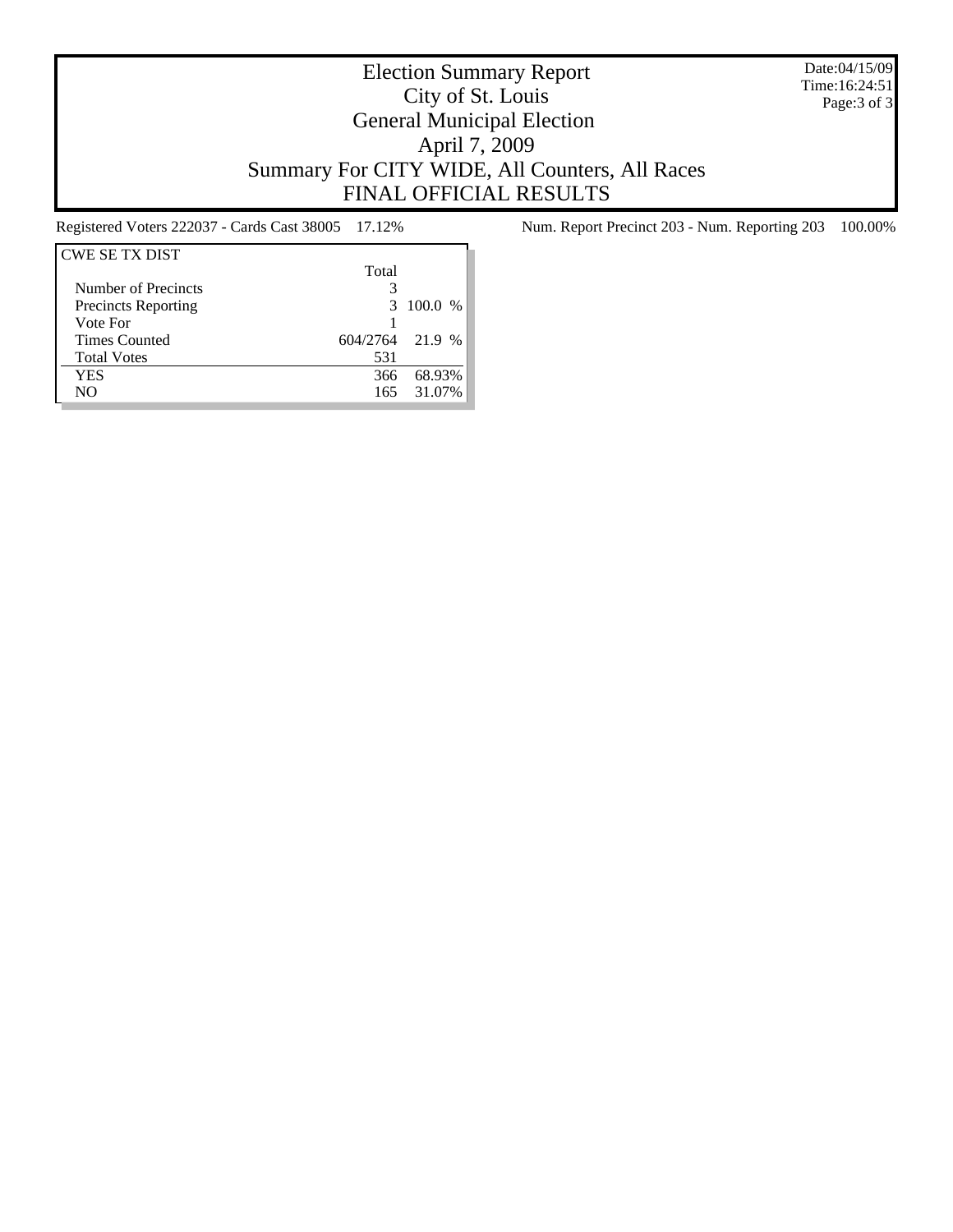# Election Summary Report

City of St. Louis

General Municipal Election

April 7, 2009

Summary For CITY WIDE, All Counters, All Races

FINAL OFFICIAL RESULTS

Date:04/15/09
Time:16:24:51

Registered Voters 222037 - Cards Cast 38005 17.12%

Num. Report Precinct 203 - Num. Reporting 203 100.00%

| CWE SE TX DIST | Total | |
|---|---|---|
| Number of Precincts | 3 | |
| Precincts Reporting | 3 | 100.0 % |
| Vote For | 1 | |
| Times Counted | 604/2764 | 21.9 % |
| Total Votes | 531 | |
| YES | 366 | 68.93% |
| NO | 165 | 31.07% |